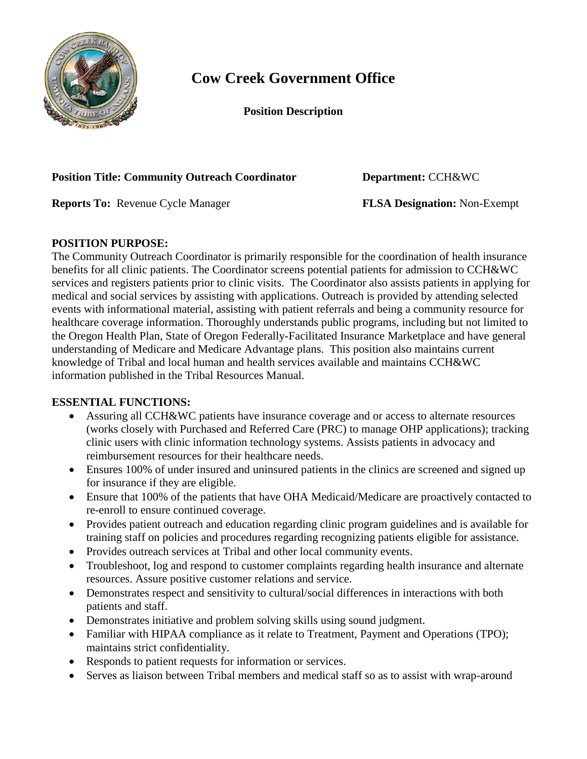# Cow Creek Government Office

**Position Description**

**Position Title: Community Outreach Coordinator** **Department:** CCH&WC

**Reports To:** Revenue Cycle Manager **FLSA Designation:** Non-Exempt

**POSITION PURPOSE:**

The Community Outreach Coordinator is primarily responsible for the coordination of health insurance benefits for all clinic patients. The Coordinator screens potential patients for admission to CCH&WC services and registers patients prior to clinic visits. The Coordinator also assists patients in applying for medical and social services by assisting with applications. Outreach is provided by attending selected events with informational material, assisting with patient referrals and being a community resource for healthcare coverage information. Thoroughly understands public programs, including but not limited to the Oregon Health Plan, State of Oregon Federally-Facilitated Insurance Marketplace and have general understanding of Medicare and Medicare Advantage plans. This position also maintains current knowledge of Tribal and local human and health services available and maintains CCH&WC information published in the Tribal Resources Manual.

**ESSENTIAL FUNCTIONS:**

- Assuring all CCH&WC patients have insurance coverage and or access to alternate resources (works closely with Purchased and Referred Care (PRC) to manage OHP applications); tracking clinic users with clinic information technology systems. Assists patients in advocacy and reimbursement resources for their healthcare needs.
- Ensures 100% of under insured and uninsured patients in the clinics are screened and signed up for insurance if they are eligible.
- Ensure that 100% of the patients that have OHA Medicaid/Medicare are proactively contacted to re-enroll to ensure continued coverage.
- Provides patient outreach and education regarding clinic program guidelines and is available for training staff on policies and procedures regarding recognizing patients eligible for assistance.
- Provides outreach services at Tribal and other local community events.
- Troubleshoot, log and respond to customer complaints regarding health insurance and alternate resources. Assure positive customer relations and service.
- Demonstrates respect and sensitivity to cultural/social differences in interactions with both patients and staff.
- Demonstrates initiative and problem solving skills using sound judgment.
- Familiar with HIPAA compliance as it relate to Treatment, Payment and Operations (TPO); maintains strict confidentiality.
- Responds to patient requests for information or services.
- Serves as liaison between Tribal members and medical staff so as to assist with wrap-around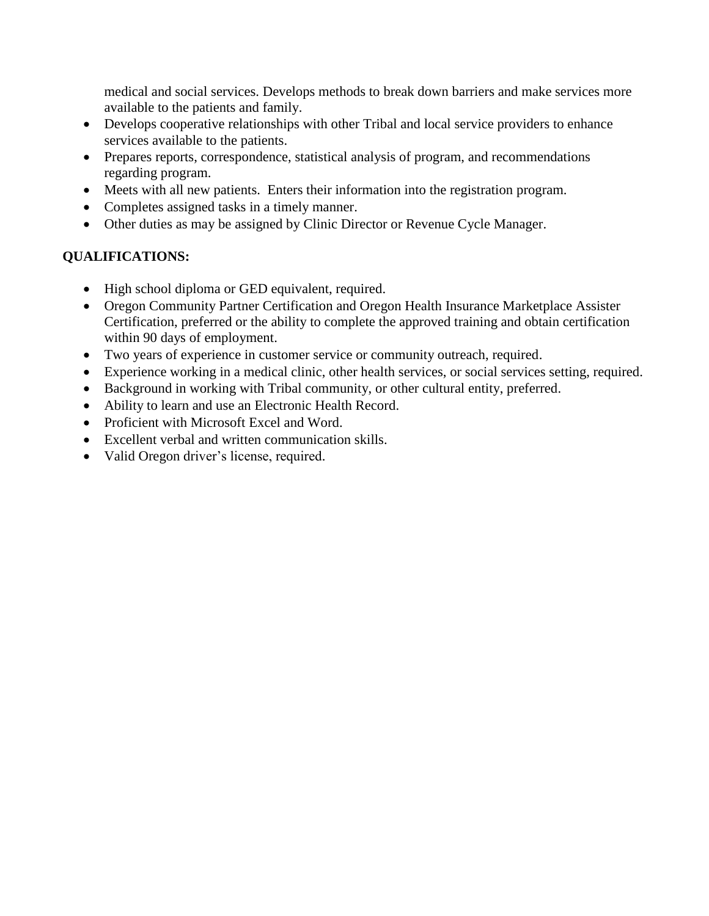medical and social services. Develops methods to break down barriers and make services more available to the patients and family.

- Develops cooperative relationships with other Tribal and local service providers to enhance services available to the patients.
- Prepares reports, correspondence, statistical analysis of program, and recommendations regarding program.
- Meets with all new patients. Enters their information into the registration program.
- Completes assigned tasks in a timely manner.
- Other duties as may be assigned by Clinic Director or Revenue Cycle Manager.

**QUALIFICATIONS:**

- High school diploma or GED equivalent, required.
- Oregon Community Partner Certification and Oregon Health Insurance Marketplace Assister Certification, preferred or the ability to complete the approved training and obtain certification within 90 days of employment.
- Two years of experience in customer service or community outreach, required.
- Experience working in a medical clinic, other health services, or social services setting, required.
- Background in working with Tribal community, or other cultural entity, preferred.
- Ability to learn and use an Electronic Health Record.
- Proficient with Microsoft Excel and Word.
- Excellent verbal and written communication skills.
- Valid Oregon driver's license, required.